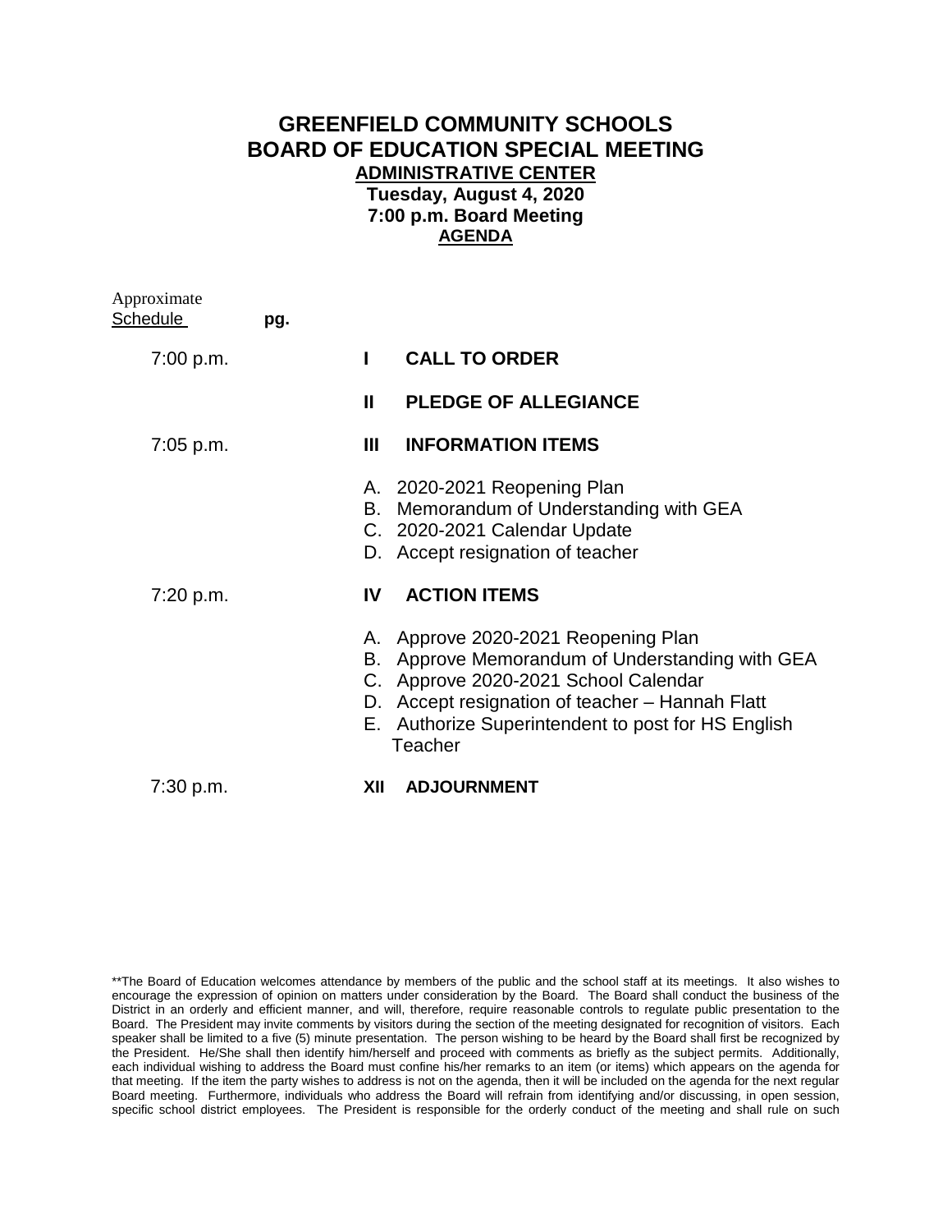# GREENFIELD COMMUNITY SCHOOLS
# BOARD OF EDUCATION SPECIAL MEETING

**ADMINISTRATIVE CENTER**

**Tuesday, August 4, 2020**

**7:00 p.m. Board Meeting**

**AGENDA**

| Approximate Schedule | pg. | | |
|---|---|---|---|
| 7:00 p.m. | | **I** | **CALL TO ORDER** |
| | | **II** | **PLEDGE OF ALLEGIANCE** |
| 7:05 p.m. | | **III** | **INFORMATION ITEMS** |
| | | | A. 2020-2021 Reopening Plan<br>B. Memorandum of Understanding with GEA<br>C. 2020-2021 Calendar Update<br>D. Accept resignation of teacher |
| 7:20 p.m. | | **IV** | **ACTION ITEMS** |
| | | | A. Approve 2020-2021 Reopening Plan<br>B. Approve Memorandum of Understanding with GEA<br>C. Approve 2020-2021 School Calendar<br>D. Accept resignation of teacher – Hannah Flatt<br>E. Authorize Superintendent to post for HS English Teacher |
| 7:30 p.m. | | **XII** | **ADJOURNMENT** |

**The Board of Education welcomes attendance by members of the public and the school staff at its meetings. It also wishes to encourage the expression of opinion on matters under consideration by the Board. The Board shall conduct the business of the District in an orderly and efficient manner, and will, therefore, require reasonable controls to regulate public presentation to the Board. The President may invite comments by visitors during the section of the meeting designated for recognition of visitors. Each speaker shall be limited to a five (5) minute presentation. The person wishing to be heard by the Board shall first be recognized by the President. He/She shall then identify him/herself and proceed with comments as briefly as the subject permits. Additionally, each individual wishing to address the Board must confine his/her remarks to an item (or items) which appears on the agenda for that meeting. If the item the party wishes to address is not on the agenda, then it will be included on the agenda for the next regular Board meeting. Furthermore, individuals who address the Board will refrain from identifying and/or discussing, in open session, specific school district employees. The President is responsible for the orderly conduct of the meeting and shall rule on such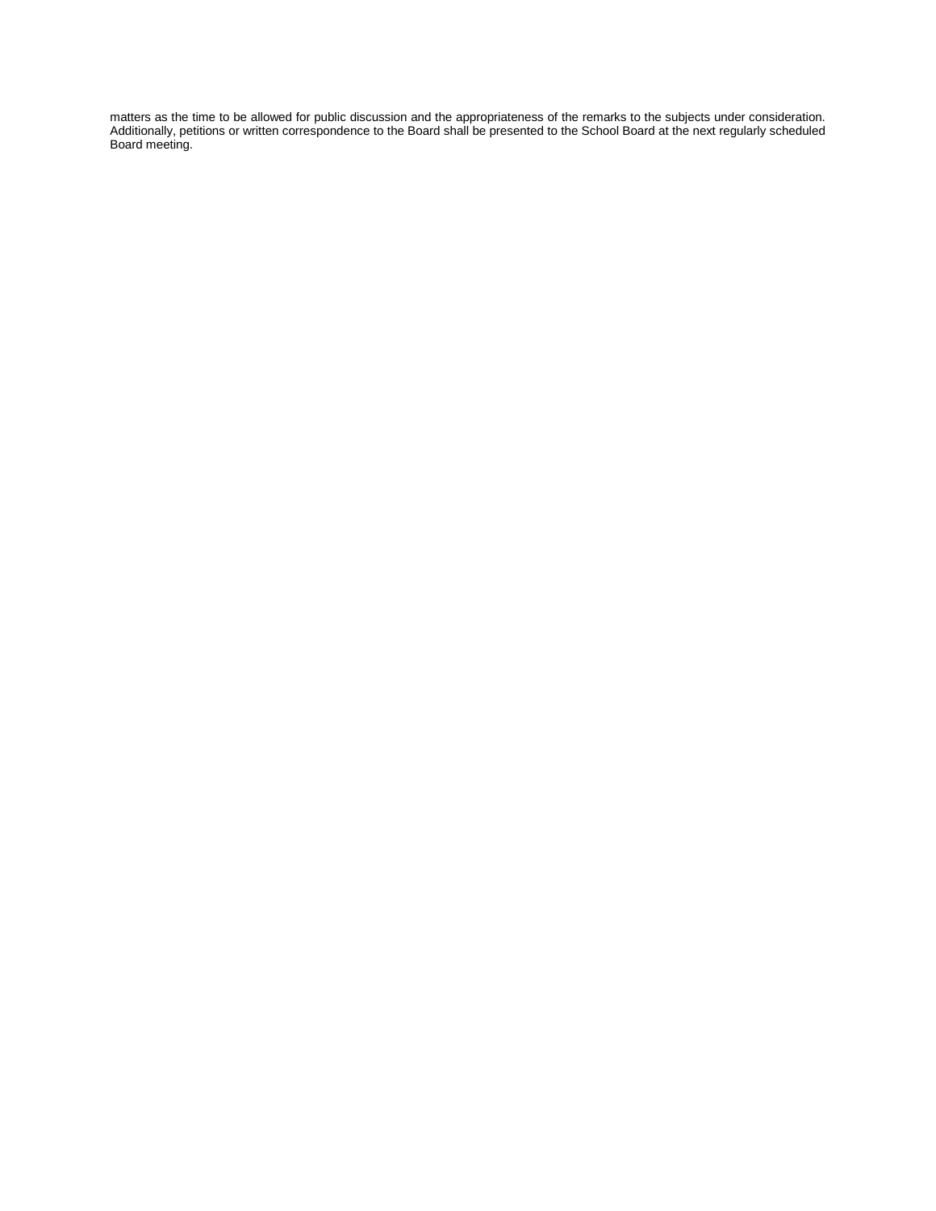matters as the time to be allowed for public discussion and the appropriateness of the remarks to the subjects under consideration. Additionally, petitions or written correspondence to the Board shall be presented to the School Board at the next regularly scheduled Board meeting.